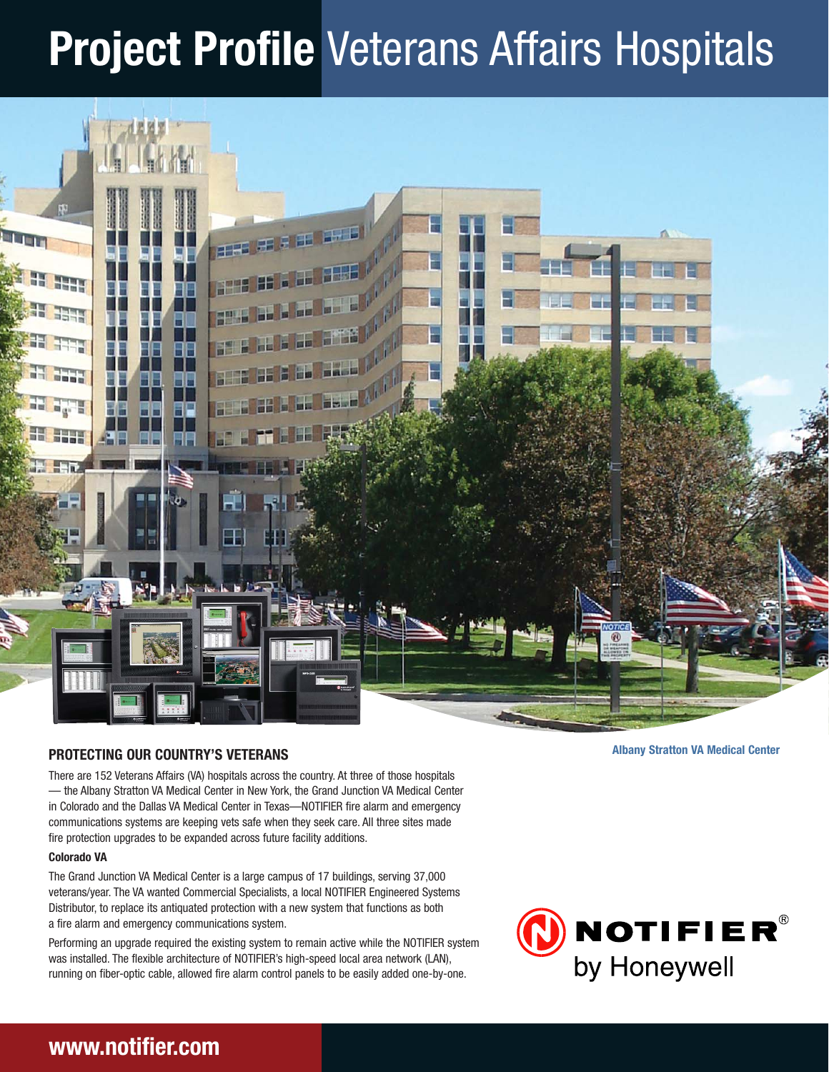# **Project Profile** Veterans Affairs Hospitals

Albany Stratton VA Medical Center

## PROTECTING OUR COUNTRY'S VETERANS

There are 152 Veterans Affairs (VA) hospitals across the country. At three of those hospitals — the Albany Stratton VA Medical Center in New York, the Grand Junction VA Medical Center in Colorado and the Dallas VA Medical Center in Texas—NOTIFIER fire alarm and emergency communications systems are keeping vets safe when they seek care. All three sites made fire protection upgrades to be expanded across future facility additions.

### Colorado VA

The Grand Junction VA Medical Center is a large campus of 17 buildings, serving 37,000 veterans/year. The VA wanted Commercial Specialists, a local NOTIFIER Engineered Systems Distributor, to replace its antiquated protection with a new system that functions as both a fire alarm and emergency communications system.

Performing an upgrade required the existing system to remain active while the NOTIFIER system was installed. The flexible architecture of NOTIFIER's high-speed local area network (LAN), running on fiber-optic cable, allowed fire alarm control panels to be easily added one-by-one.

NOTIFIER® by Honeywell

www.notifier.com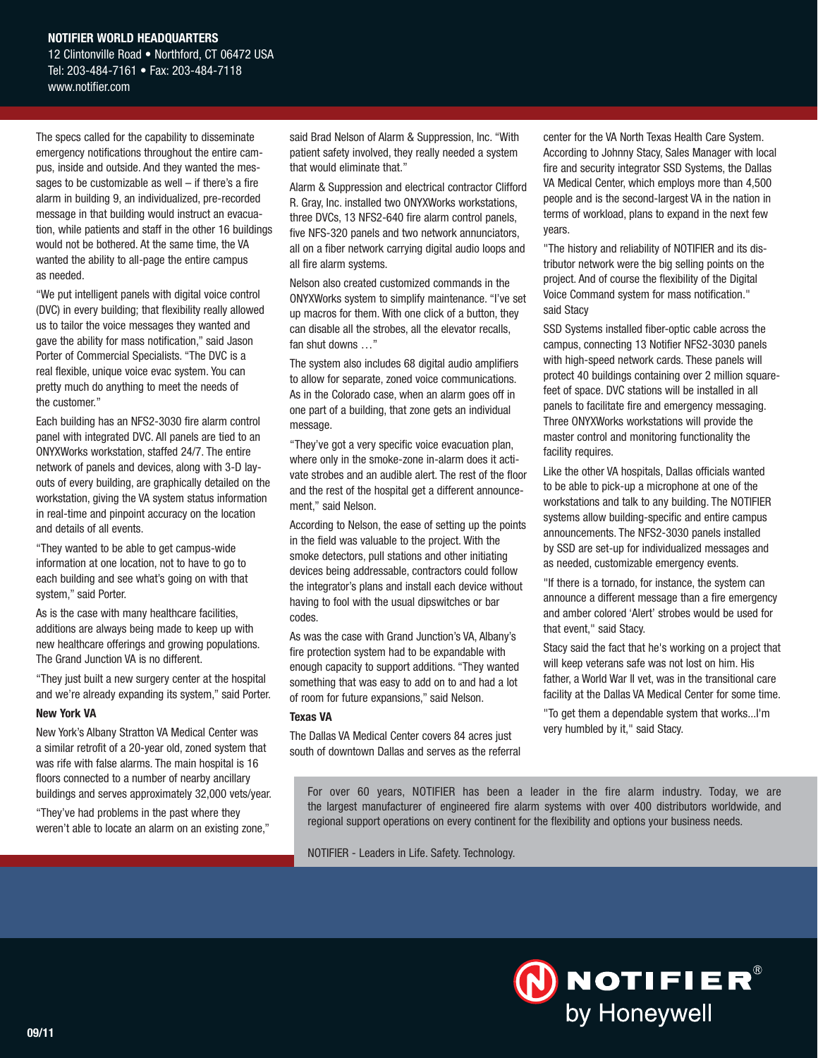**NOTIFIER WORLD HEADQUARTERS**
12 Clintonville Road • Northford, CT 06472 USA
Tel: 203-484-7161 • Fax: 203-484-7118
www.notifier.com

The specs called for the capability to disseminate emergency notifications throughout the entire campus, inside and outside. And they wanted the messages to be customizable as well – if there's a fire alarm in building 9, an individualized, pre-recorded message in that building would instruct an evacuation, while patients and staff in the other 16 buildings would not be bothered. At the same time, the VA wanted the ability to all-page the entire campus as needed.

"We put intelligent panels with digital voice control (DVC) in every building; that flexibility really allowed us to tailor the voice messages they wanted and gave the ability for mass notification," said Jason Porter of Commercial Specialists. "The DVC is a real flexible, unique voice evac system. You can pretty much do anything to meet the needs of the customer."

Each building has an NFS2-3030 fire alarm control panel with integrated DVC. All panels are tied to an ONYXWorks workstation, staffed 24/7. The entire network of panels and devices, along with 3-D layouts of every building, are graphically detailed on the workstation, giving the VA system status information in real-time and pinpoint accuracy on the location and details of all events.

"They wanted to be able to get campus-wide information at one location, not to have to go to each building and see what's going on with that system," said Porter.

As is the case with many healthcare facilities, additions are always being made to keep up with new healthcare offerings and growing populations. The Grand Junction VA is no different.

"They just built a new surgery center at the hospital and we're already expanding its system," said Porter.

**New York VA**

New York's Albany Stratton VA Medical Center was a similar retrofit of a 20-year old, zoned system that was rife with false alarms. The main hospital is 16 floors connected to a number of nearby ancillary buildings and serves approximately 32,000 vets/year.

"They've had problems in the past where they weren't able to locate an alarm on an existing zone," said Brad Nelson of Alarm & Suppression, Inc. "With patient safety involved, they really needed a system that would eliminate that."

Alarm & Suppression and electrical contractor Clifford R. Gray, Inc. installed two ONYXWorks workstations, three DVCs, 13 NFS2-640 fire alarm control panels, five NFS-320 panels and two network annunciators, all on a fiber network carrying digital audio loops and all fire alarm systems.

Nelson also created customized commands in the ONYXWorks system to simplify maintenance. "I've set up macros for them. With one click of a button, they can disable all the strobes, all the elevator recalls, fan shut downs …"

The system also includes 68 digital audio amplifiers to allow for separate, zoned voice communications. As in the Colorado case, when an alarm goes off in one part of a building, that zone gets an individual message.

"They've got a very specific voice evacuation plan, where only in the smoke-zone in-alarm does it activate strobes and an audible alert. The rest of the floor and the rest of the hospital get a different announcement," said Nelson.

According to Nelson, the ease of setting up the points in the field was valuable to the project. With the smoke detectors, pull stations and other initiating devices being addressable, contractors could follow the integrator's plans and install each device without having to fool with the usual dipswitches or bar codes.

As was the case with Grand Junction's VA, Albany's fire protection system had to be expandable with enough capacity to support additions. "They wanted something that was easy to add on to and had a lot of room for future expansions," said Nelson.

**Texas VA**

The Dallas VA Medical Center covers 84 acres just south of downtown Dallas and serves as the referral center for the VA North Texas Health Care System. According to Johnny Stacy, Sales Manager with local fire and security integrator SSD Systems, the Dallas VA Medical Center, which employs more than 4,500 people and is the second-largest VA in the nation in terms of workload, plans to expand in the next few years.

"The history and reliability of NOTIFIER and its distributor network were the big selling points on the project. And of course the flexibility of the Digital Voice Command system for mass notification." said Stacy

SSD Systems installed fiber-optic cable across the campus, connecting 13 Notifier NFS2-3030 panels with high-speed network cards. These panels will protect 40 buildings containing over 2 million square-feet of space. DVC stations will be installed in all panels to facilitate fire and emergency messaging. Three ONYXWorks workstations will provide the master control and monitoring functionality the facility requires.

Like the other VA hospitals, Dallas officials wanted to be able to pick-up a microphone at one of the workstations and talk to any building. The NOTIFIER systems allow building-specific and entire campus announcements. The NFS2-3030 panels installed by SSD are set-up for individualized messages and as needed, customizable emergency events.

"If there is a tornado, for instance, the system can announce a different message than a fire emergency and amber colored 'Alert' strobes would be used for that event," said Stacy.

Stacy said the fact that he's working on a project that will keep veterans safe was not lost on him. His father, a World War II vet, was in the transitional care facility at the Dallas VA Medical Center for some time.

"To get them a dependable system that works...I'm very humbled by it," said Stacy.

For over 60 years, NOTIFIER has been a leader in the fire alarm industry. Today, we are the largest manufacturer of engineered fire alarm systems with over 400 distributors worldwide, and regional support operations on every continent for the flexibility and options your business needs.

NOTIFIER - Leaders in Life. Safety. Technology.

NOTIFIER® by Honeywell

09/11